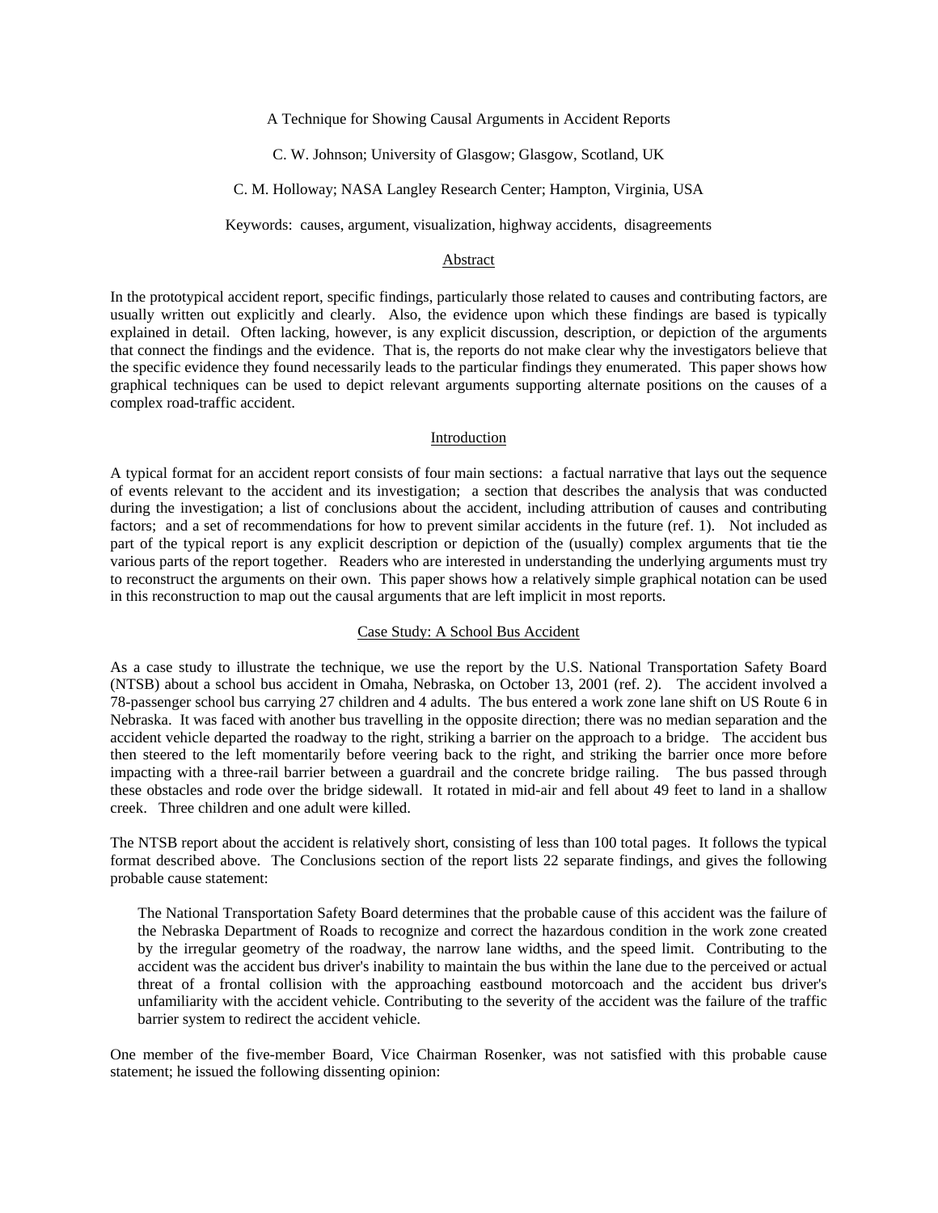# A Technique for Showing Causal Arguments in Accident Reports

C. W. Johnson; University of Glasgow; Glasgow, Scotland, UK

C. M. Holloway; NASA Langley Research Center; Hampton, Virginia, USA

Keywords: causes, argument, visualization, highway accidents, disagreements

## Abstract

In the prototypical accident report, specific findings, particularly those related to causes and contributing factors, are usually written out explicitly and clearly. Also, the evidence upon which these findings are based is typically explained in detail. Often lacking, however, is any explicit discussion, description, or depiction of the arguments that connect the findings and the evidence. That is, the reports do not make clear why the investigators believe that the specific evidence they found necessarily leads to the particular findings they enumerated. This paper shows how graphical techniques can be used to depict relevant arguments supporting alternate positions on the causes of a complex road-traffic accident.

## Introduction

A typical format for an accident report consists of four main sections: a factual narrative that lays out the sequence of events relevant to the accident and its investigation; a section that describes the analysis that was conducted during the investigation; a list of conclusions about the accident, including attribution of causes and contributing factors; and a set of recommendations for how to prevent similar accidents in the future (ref. 1). Not included as part of the typical report is any explicit description or depiction of the (usually) complex arguments that tie the various parts of the report together. Readers who are interested in understanding the underlying arguments must try to reconstruct the arguments on their own. This paper shows how a relatively simple graphical notation can be used in this reconstruction to map out the causal arguments that are left implicit in most reports.

## Case Study: A School Bus Accident

As a case study to illustrate the technique, we use the report by the U.S. National Transportation Safety Board (NTSB) about a school bus accident in Omaha, Nebraska, on October 13, 2001 (ref. 2). The accident involved a 78-passenger school bus carrying 27 children and 4 adults. The bus entered a work zone lane shift on US Route 6 in Nebraska. It was faced with another bus travelling in the opposite direction; there was no median separation and the accident vehicle departed the roadway to the right, striking a barrier on the approach to a bridge. The accident bus then steered to the left momentarily before veering back to the right, and striking the barrier once more before impacting with a three-rail barrier between a guardrail and the concrete bridge railing. The bus passed through these obstacles and rode over the bridge sidewall. It rotated in mid-air and fell about 49 feet to land in a shallow creek. Three children and one adult were killed.

The NTSB report about the accident is relatively short, consisting of less than 100 total pages. It follows the typical format described above. The Conclusions section of the report lists 22 separate findings, and gives the following probable cause statement:

> The National Transportation Safety Board determines that the probable cause of this accident was the failure of the Nebraska Department of Roads to recognize and correct the hazardous condition in the work zone created by the irregular geometry of the roadway, the narrow lane widths, and the speed limit. Contributing to the accident was the accident bus driver's inability to maintain the bus within the lane due to the perceived or actual threat of a frontal collision with the approaching eastbound motorcoach and the accident bus driver's unfamiliarity with the accident vehicle. Contributing to the severity of the accident was the failure of the traffic barrier system to redirect the accident vehicle.

One member of the five-member Board, Vice Chairman Rosenker, was not satisfied with this probable cause statement; he issued the following dissenting opinion: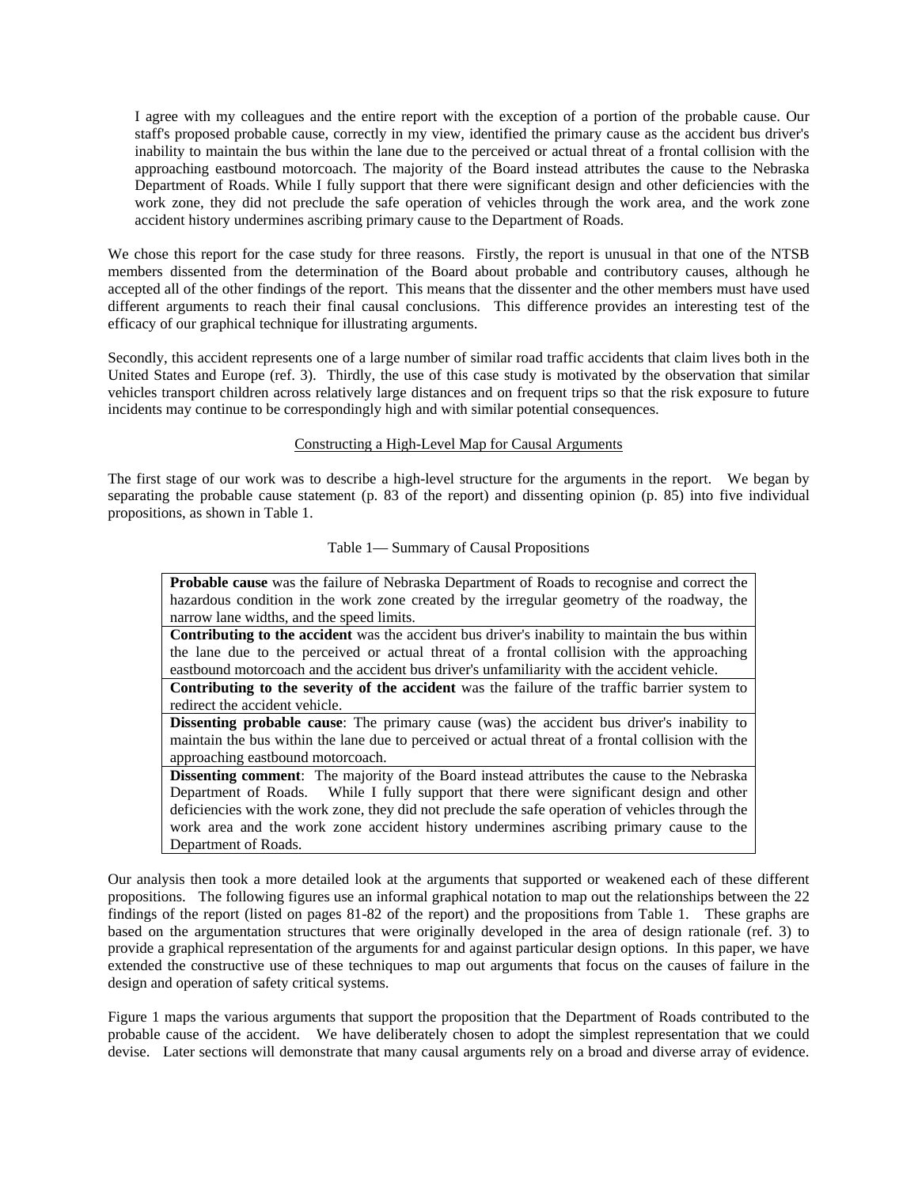> I agree with my colleagues and the entire report with the exception of a portion of the probable cause. Our staff's proposed probable cause, correctly in my view, identified the primary cause as the accident bus driver's inability to maintain the bus within the lane due to the perceived or actual threat of a frontal collision with the approaching eastbound motorcoach. The majority of the Board instead attributes the cause to the Nebraska Department of Roads. While I fully support that there were significant design and other deficiencies with the work zone, they did not preclude the safe operation of vehicles through the work area, and the work zone accident history undermines ascribing primary cause to the Department of Roads.

We chose this report for the case study for three reasons. Firstly, the report is unusual in that one of the NTSB members dissented from the determination of the Board about probable and contributory causes, although he accepted all of the other findings of the report. This means that the dissenter and the other members must have used different arguments to reach their final causal conclusions. This difference provides an interesting test of the efficacy of our graphical technique for illustrating arguments.

Secondly, this accident represents one of a large number of similar road traffic accidents that claim lives both in the United States and Europe (ref. 3). Thirdly, the use of this case study is motivated by the observation that similar vehicles transport children across relatively large distances and on frequent trips so that the risk exposure to future incidents may continue to be correspondingly high and with similar potential consequences.

## Constructing a High-Level Map for Causal Arguments

The first stage of our work was to describe a high-level structure for the arguments in the report. We began by separating the probable cause statement (p. 83 of the report) and dissenting opinion (p. 85) into five individual propositions, as shown in Table 1.

Table 1— Summary of Causal Propositions

| |
|---|
| **Probable cause** was the failure of Nebraska Department of Roads to recognise and correct the hazardous condition in the work zone created by the irregular geometry of the roadway, the narrow lane widths, and the speed limits. |
| **Contributing to the accident** was the accident bus driver's inability to maintain the bus within the lane due to the perceived or actual threat of a frontal collision with the approaching eastbound motorcoach and the accident bus driver's unfamiliarity with the accident vehicle. |
| **Contributing to the severity of the accident** was the failure of the traffic barrier system to redirect the accident vehicle. |
| **Dissenting probable cause**: The primary cause (was) the accident bus driver's inability to maintain the bus within the lane due to perceived or actual threat of a frontal collision with the approaching eastbound motorcoach. |
| **Dissenting comment**: The majority of the Board instead attributes the cause to the Nebraska Department of Roads. While I fully support that there were significant design and other deficiencies with the work zone, they did not preclude the safe operation of vehicles through the work area and the work zone accident history undermines ascribing primary cause to the Department of Roads. |

Our analysis then took a more detailed look at the arguments that supported or weakened each of these different propositions. The following figures use an informal graphical notation to map out the relationships between the 22 findings of the report (listed on pages 81-82 of the report) and the propositions from Table 1. These graphs are based on the argumentation structures that were originally developed in the area of design rationale (ref. 3) to provide a graphical representation of the arguments for and against particular design options. In this paper, we have extended the constructive use of these techniques to map out arguments that focus on the causes of failure in the design and operation of safety critical systems.

Figure 1 maps the various arguments that support the proposition that the Department of Roads contributed to the probable cause of the accident. We have deliberately chosen to adopt the simplest representation that we could devise. Later sections will demonstrate that many causal arguments rely on a broad and diverse array of evidence.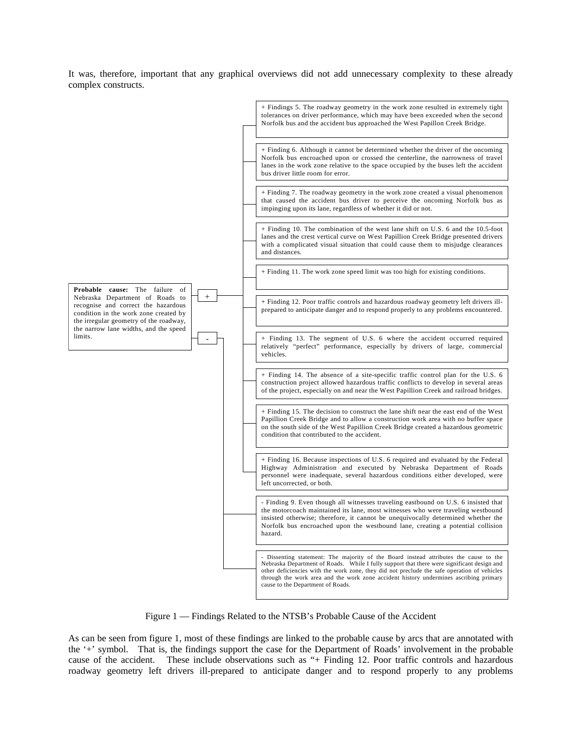It was, therefore, important that any graphical overviews did not add unnecessary complexity to these already complex constructs.

**Probable cause:** The failure of Nebraska Department of Roads to recognise and correct the hazardous condition in the work zone created by the irregular geometry of the roadway, the narrow lane widths, and the speed limits.

+

+ Findings 5. The roadway geometry in the work zone resulted in extremely tight tolerances on driver performance, which may have been exceeded when the second Norfolk bus and the accident bus approached the West Papillon Creek Bridge.

+ Finding 6. Although it cannot be determined whether the driver of the oncoming Norfolk bus encroached upon or crossed the centerline, the narrowness of travel lanes in the work zone relative to the space occupied by the buses left the accident bus driver little room for error.

+ Finding 7. The roadway geometry in the work zone created a visual phenomenon that caused the accident bus driver to perceive the oncoming Norfolk bus as impinging upon its lane, regardless of whether it did or not.

+ Finding 10. The combination of the west lane shift on U.S. 6 and the 10.5-foot lanes and the crest vertical curve on West Papillion Creek Bridge presented drivers with a complicated visual situation that could cause them to misjudge clearances and distances.

+ Finding 11. The work zone speed limit was too high for existing conditions.

+ Finding 12. Poor traffic controls and hazardous roadway geometry left drivers ill-prepared to anticipate danger and to respond properly to any problems encountered.

+ Finding 13. The segment of U.S. 6 where the accident occurred required relatively "perfect" performance, especially by drivers of large, commercial vehicles.

+ Finding 14. The absence of a site-specific traffic control plan for the U.S. 6 construction project allowed hazardous traffic conflicts to develop in several areas of the project, especially on and near the West Papillion Creek and railroad bridges.

+ Finding 15. The decision to construct the lane shift near the east end of the West Papillion Creek Bridge and to allow a construction work area with no buffer space on the south side of the West Papillion Creek Bridge created a hazardous geometric condition that contributed to the accident.

+ Finding 16. Because inspections of U.S. 6 required and evaluated by the Federal Highway Administration and executed by Nebraska Department of Roads personnel were inadequate, several hazardous conditions either developed, were left uncorrected, or both.

-

- Finding 9. Even though all witnesses traveling eastbound on U.S. 6 insisted that the motorcoach maintained its lane, most witnesses who were traveling westbound insisted otherwise; therefore, it cannot be unequivocally determined whether the Norfolk bus encroached upon the westbound lane, creating a potential collision hazard.

- Dissenting statement: The majority of the Board instead attributes the cause to the Nebraska Department of Roads. While I fully support that there were significant design and other deficiencies with the work zone, they did not preclude the safe operation of vehicles through the work area and the work zone accident history undermines ascribing primary cause to the Department of Roads.

Figure 1 — Findings Related to the NTSB's Probable Cause of the Accident

As can be seen from figure 1, most of these findings are linked to the probable cause by arcs that are annotated with the '+' symbol. That is, the findings support the case for the Department of Roads' involvement in the probable cause of the accident. These include observations such as "+ Finding 12. Poor traffic controls and hazardous roadway geometry left drivers ill-prepared to anticipate danger and to respond properly to any problems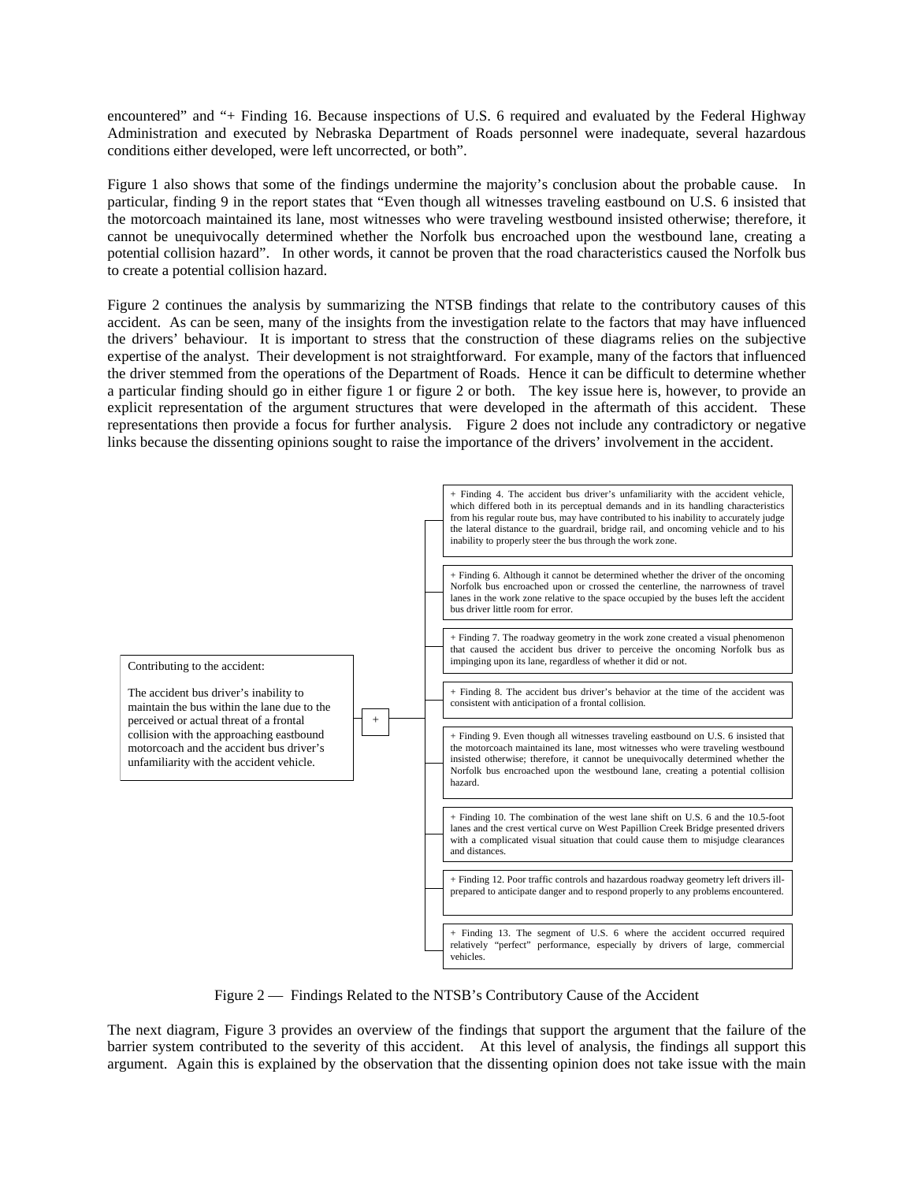encountered" and "+ Finding 16. Because inspections of U.S. 6 required and evaluated by the Federal Highway Administration and executed by Nebraska Department of Roads personnel were inadequate, several hazardous conditions either developed, were left uncorrected, or both".

Figure 1 also shows that some of the findings undermine the majority's conclusion about the probable cause. In particular, finding 9 in the report states that "Even though all witnesses traveling eastbound on U.S. 6 insisted that the motorcoach maintained its lane, most witnesses who were traveling westbound insisted otherwise; therefore, it cannot be unequivocally determined whether the Norfolk bus encroached upon the westbound lane, creating a potential collision hazard". In other words, it cannot be proven that the road characteristics caused the Norfolk bus to create a potential collision hazard.

Figure 2 continues the analysis by summarizing the NTSB findings that relate to the contributory causes of this accident. As can be seen, many of the insights from the investigation relate to the factors that may have influenced the drivers' behaviour. It is important to stress that the construction of these diagrams relies on the subjective expertise of the analyst. Their development is not straightforward. For example, many of the factors that influenced the driver stemmed from the operations of the Department of Roads. Hence it can be difficult to determine whether a particular finding should go in either figure 1 or figure 2 or both. The key issue here is, however, to provide an explicit representation of the argument structures that were developed in the aftermath of this accident. These representations then provide a focus for further analysis. Figure 2 does not include any contradictory or negative links because the dissenting opinions sought to raise the importance of the drivers' involvement in the accident.

Contributing to the accident:

The accident bus driver's inability to maintain the bus within the lane due to the perceived or actual threat of a frontal collision with the approaching eastbound motorcoach and the accident bus driver's unfamiliarity with the accident vehicle.

+

- + Finding 4. The accident bus driver's unfamiliarity with the accident vehicle, which differed both in its perceptual demands and in its handling characteristics from his regular route bus, may have contributed to his inability to accurately judge the lateral distance to the guardrail, bridge rail, and oncoming vehicle and to his inability to properly steer the bus through the work zone.
- + Finding 6. Although it cannot be determined whether the driver of the oncoming Norfolk bus encroached upon or crossed the centerline, the narrowness of travel lanes in the work zone relative to the space occupied by the buses left the accident bus driver little room for error.
- + Finding 7. The roadway geometry in the work zone created a visual phenomenon that caused the accident bus driver to perceive the oncoming Norfolk bus as impinging upon its lane, regardless of whether it did or not.
- + Finding 8. The accident bus driver's behavior at the time of the accident was consistent with anticipation of a frontal collision.
- + Finding 9. Even though all witnesses traveling eastbound on U.S. 6 insisted that the motorcoach maintained its lane, most witnesses who were traveling westbound insisted otherwise; therefore, it cannot be unequivocally determined whether the Norfolk bus encroached upon the westbound lane, creating a potential collision hazard.
- + Finding 10. The combination of the west lane shift on U.S. 6 and the 10.5-foot lanes and the crest vertical curve on West Papillion Creek Bridge presented drivers with a complicated visual situation that could cause them to misjudge clearances and distances.
- + Finding 12. Poor traffic controls and hazardous roadway geometry left drivers ill-prepared to anticipate danger and to respond properly to any problems encountered.
- + Finding 13. The segment of U.S. 6 where the accident occurred required relatively "perfect" performance, especially by drivers of large, commercial vehicles.

Figure 2 — Findings Related to the NTSB's Contributory Cause of the Accident

The next diagram, Figure 3 provides an overview of the findings that support the argument that the failure of the barrier system contributed to the severity of this accident. At this level of analysis, the findings all support this argument. Again this is explained by the observation that the dissenting opinion does not take issue with the main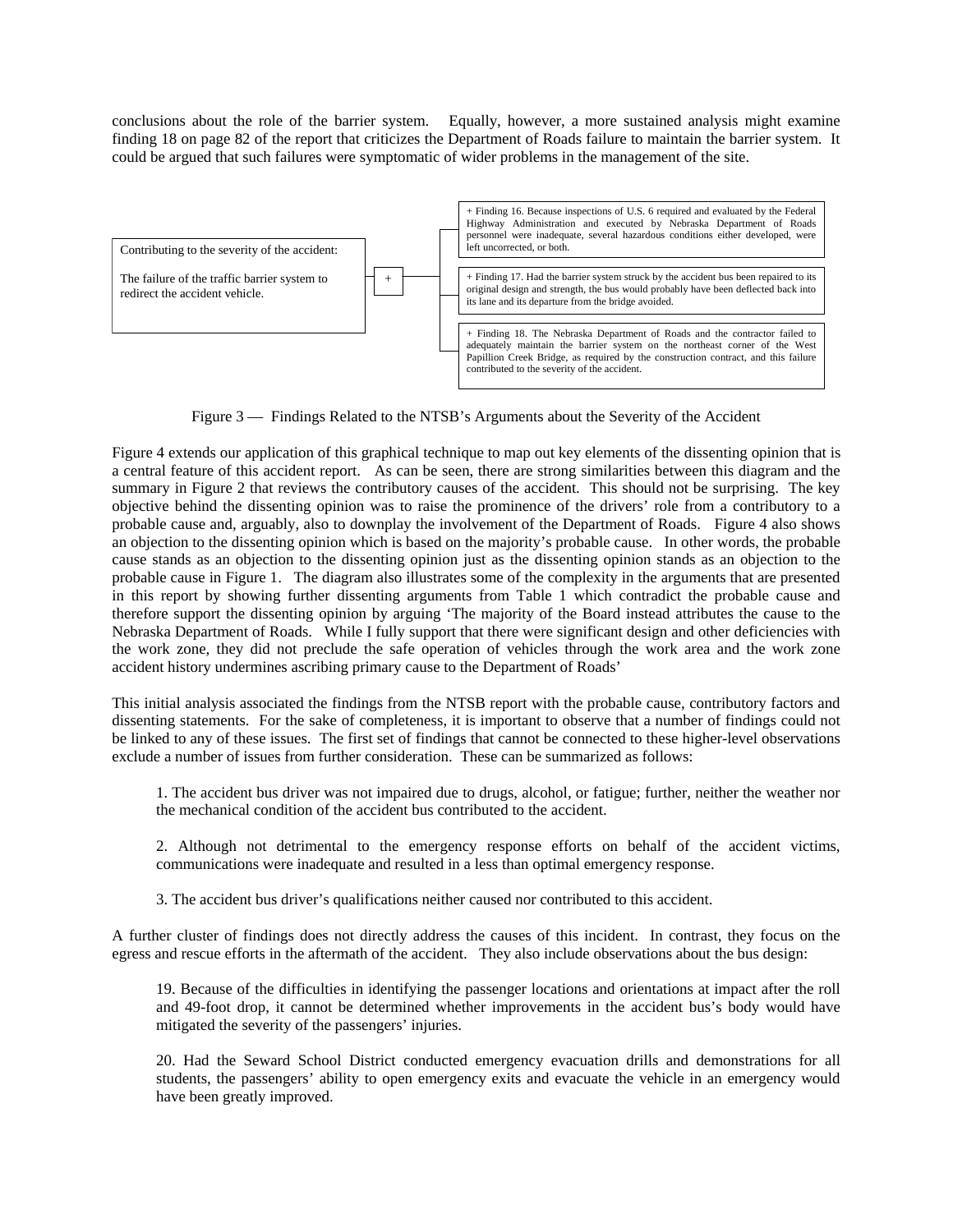conclusions about the role of the barrier system. Equally, however, a more sustained analysis might examine finding 18 on page 82 of the report that criticizes the Department of Roads failure to maintain the barrier system. It could be argued that such failures were symptomatic of wider problems in the management of the site.

Contributing to the severity of the accident:

The failure of the traffic barrier system to redirect the accident vehicle.

+

+ Finding 16. Because inspections of U.S. 6 required and evaluated by the Federal Highway Administration and executed by Nebraska Department of Roads personnel were inadequate, several hazardous conditions either developed, were left uncorrected, or both.

+ Finding 17. Had the barrier system struck by the accident bus been repaired to its original design and strength, the bus would probably have been deflected back into its lane and its departure from the bridge avoided.

+ Finding 18. The Nebraska Department of Roads and the contractor failed to adequately maintain the barrier system on the northeast corner of the West Papillion Creek Bridge, as required by the construction contract, and this failure contributed to the severity of the accident.

Figure 3 — Findings Related to the NTSB's Arguments about the Severity of the Accident

Figure 4 extends our application of this graphical technique to map out key elements of the dissenting opinion that is a central feature of this accident report. As can be seen, there are strong similarities between this diagram and the summary in Figure 2 that reviews the contributory causes of the accident. This should not be surprising. The key objective behind the dissenting opinion was to raise the prominence of the drivers' role from a contributory to a probable cause and, arguably, also to downplay the involvement of the Department of Roads. Figure 4 also shows an objection to the dissenting opinion which is based on the majority's probable cause. In other words, the probable cause stands as an objection to the dissenting opinion just as the dissenting opinion stands as an objection to the probable cause in Figure 1. The diagram also illustrates some of the complexity in the arguments that are presented in this report by showing further dissenting arguments from Table 1 which contradict the probable cause and therefore support the dissenting opinion by arguing 'The majority of the Board instead attributes the cause to the Nebraska Department of Roads. While I fully support that there were significant design and other deficiencies with the work zone, they did not preclude the safe operation of vehicles through the work area and the work zone accident history undermines ascribing primary cause to the Department of Roads'

This initial analysis associated the findings from the NTSB report with the probable cause, contributory factors and dissenting statements. For the sake of completeness, it is important to observe that a number of findings could not be linked to any of these issues. The first set of findings that cannot be connected to these higher-level observations exclude a number of issues from further consideration. These can be summarized as follows:

> 1. The accident bus driver was not impaired due to drugs, alcohol, or fatigue; further, neither the weather nor the mechanical condition of the accident bus contributed to the accident.
>
> 2. Although not detrimental to the emergency response efforts on behalf of the accident victims, communications were inadequate and resulted in a less than optimal emergency response.
>
> 3. The accident bus driver's qualifications neither caused nor contributed to this accident.

A further cluster of findings does not directly address the causes of this incident. In contrast, they focus on the egress and rescue efforts in the aftermath of the accident. They also include observations about the bus design:

> 19. Because of the difficulties in identifying the passenger locations and orientations at impact after the roll and 49-foot drop, it cannot be determined whether improvements in the accident bus's body would have mitigated the severity of the passengers' injuries.
>
> 20. Had the Seward School District conducted emergency evacuation drills and demonstrations for all students, the passengers' ability to open emergency exits and evacuate the vehicle in an emergency would have been greatly improved.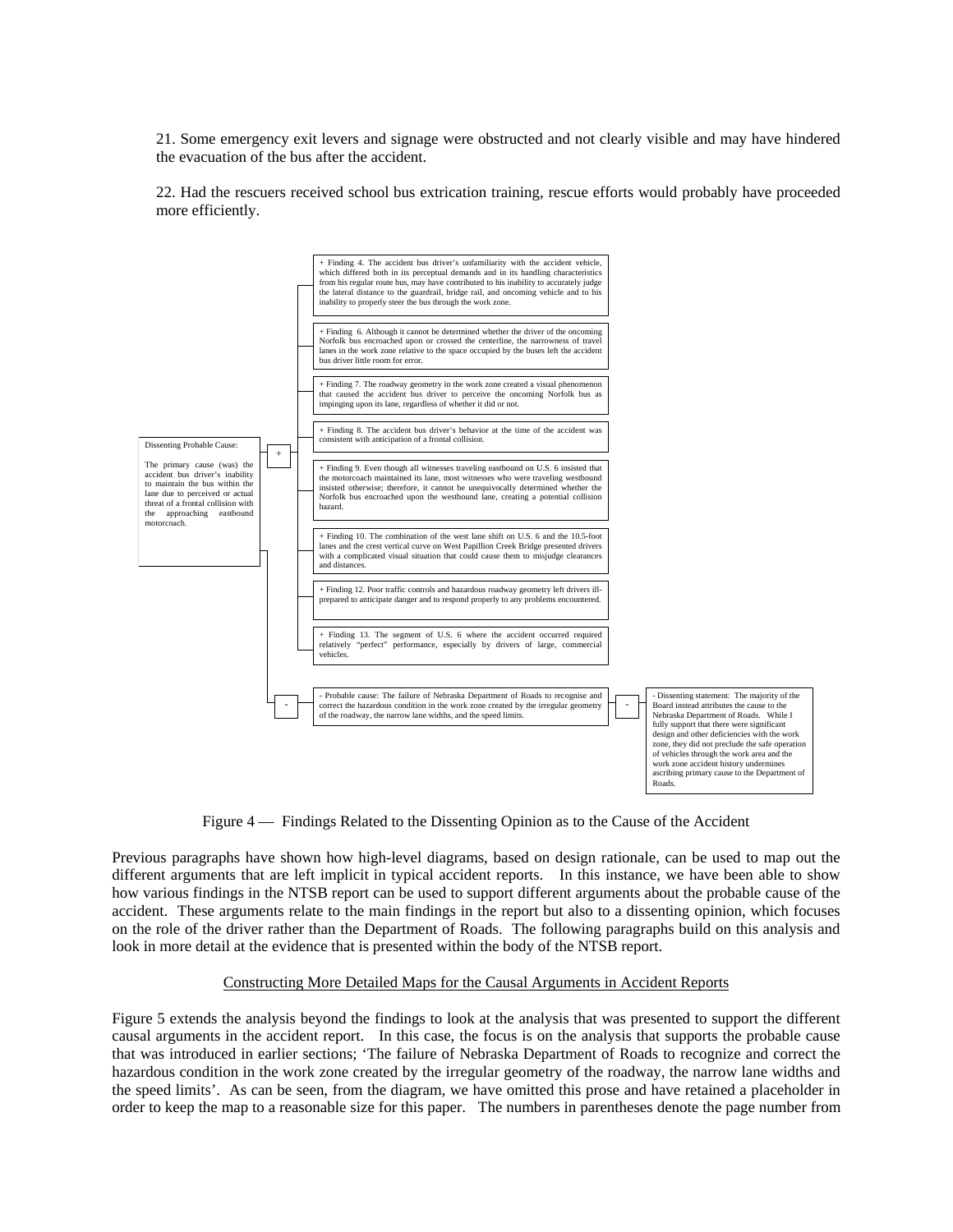21. Some emergency exit levers and signage were obstructed and not clearly visible and may have hindered the evacuation of the bus after the accident.

22. Had the rescuers received school bus extrication training, rescue efforts would probably have proceeded more efficiently.

Dissenting Probable Cause:

The primary cause (was) the accident bus driver's inability to maintain the bus within the lane due to perceived or actual threat of a frontal collision with the approaching eastbound motorcoach.

+

+ Finding 4. The accident bus driver's unfamiliarity with the accident vehicle, which differed both in its perceptual demands and in its handling characteristics from his regular route bus, may have contributed to his inability to accurately judge the lateral distance to the guardrail, bridge rail, and oncoming vehicle and to his inability to properly steer the bus through the work zone.

+ Finding 6. Although it cannot be determined whether the driver of the oncoming Norfolk bus encroached upon or crossed the centerline, the narrowness of travel lanes in the work zone relative to the space occupied by the buses left the accident bus driver little room for error.

+ Finding 7. The roadway geometry in the work zone created a visual phenomenon that caused the accident bus driver to perceive the oncoming Norfolk bus as impinging upon its lane, regardless of whether it did or not.

+ Finding 8. The accident bus driver's behavior at the time of the accident was consistent with anticipation of a frontal collision.

+ Finding 9. Even though all witnesses traveling eastbound on U.S. 6 insisted that the motorcoach maintained its lane, most witnesses who were traveling westbound insisted otherwise; therefore, it cannot be unequivocally determined whether the Norfolk bus encroached upon the westbound lane, creating a potential collision hazard.

+ Finding 10. The combination of the west lane shift on U.S. 6 and the 10.5-foot lanes and the crest vertical curve on West Papillion Creek Bridge presented drivers with a complicated visual situation that could cause them to misjudge clearances and distances.

+ Finding 12. Poor traffic controls and hazardous roadway geometry left drivers ill-prepared to anticipate danger and to respond properly to any problems encountered.

+ Finding 13. The segment of U.S. 6 where the accident occurred required relatively "perfect" performance, especially by drivers of large, commercial vehicles.

-

- Probable cause: The failure of Nebraska Department of Roads to recognise and correct the hazardous condition in the work zone created by the irregular geometry of the roadway, the narrow lane widths, and the speed limits.

-

- Dissenting statement: The majority of the Board instead attributes the cause to the Nebraska Department of Roads. While I fully support that there were significant design and other deficiencies with the work zone, they did not preclude the safe operation of vehicles through the work area and the work zone accident history undermines ascribing primary cause to the Department of Roads.

Figure 4 — Findings Related to the Dissenting Opinion as to the Cause of the Accident

Previous paragraphs have shown how high-level diagrams, based on design rationale, can be used to map out the different arguments that are left implicit in typical accident reports. In this instance, we have been able to show how various findings in the NTSB report can be used to support different arguments about the probable cause of the accident. These arguments relate to the main findings in the report but also to a dissenting opinion, which focuses on the role of the driver rather than the Department of Roads. The following paragraphs build on this analysis and look in more detail at the evidence that is presented within the body of the NTSB report.

## Constructing More Detailed Maps for the Causal Arguments in Accident Reports

Figure 5 extends the analysis beyond the findings to look at the analysis that was presented to support the different causal arguments in the accident report. In this case, the focus is on the analysis that supports the probable cause that was introduced in earlier sections; 'The failure of Nebraska Department of Roads to recognize and correct the hazardous condition in the work zone created by the irregular geometry of the roadway, the narrow lane widths and the speed limits'. As can be seen, from the diagram, we have omitted this prose and have retained a placeholder in order to keep the map to a reasonable size for this paper. The numbers in parentheses denote the page number from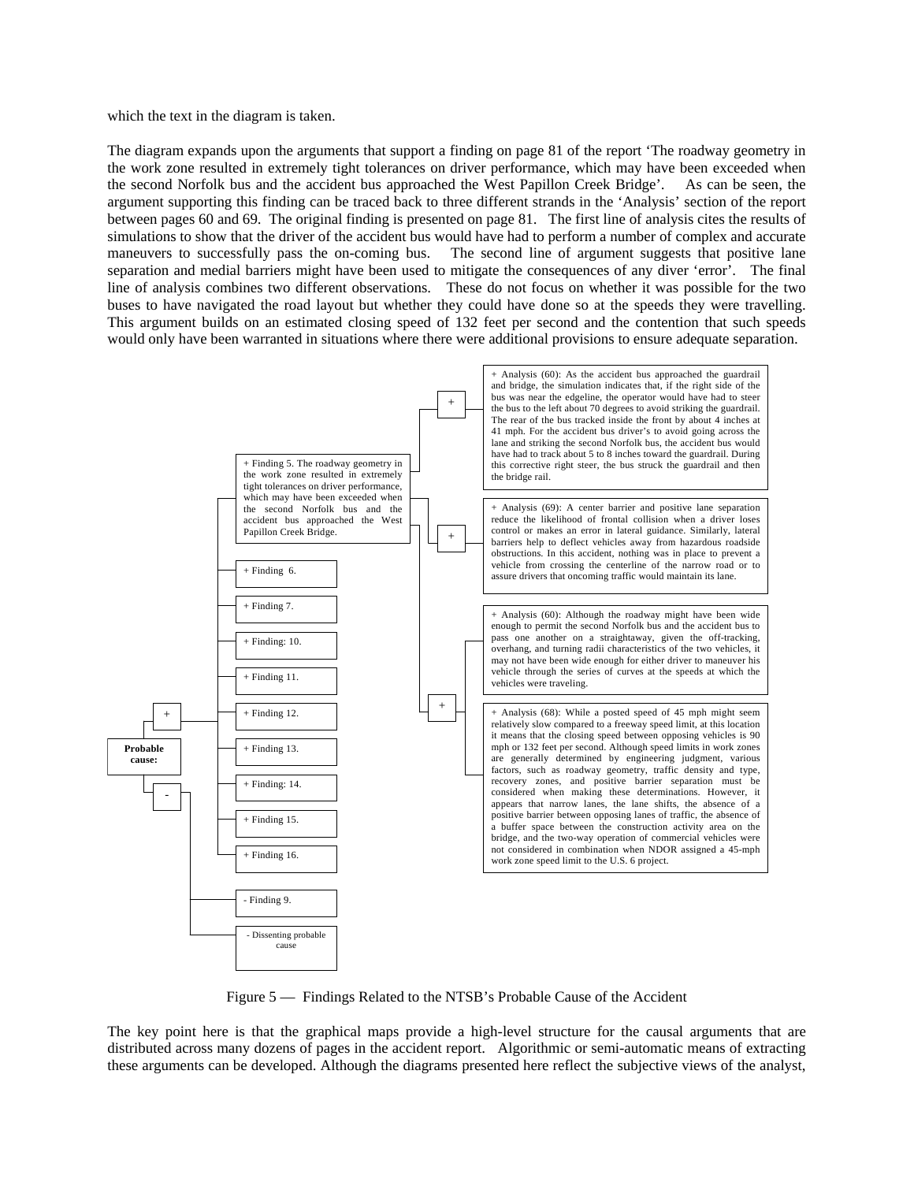which the text in the diagram is taken.

The diagram expands upon the arguments that support a finding on page 81 of the report 'The roadway geometry in the work zone resulted in extremely tight tolerances on driver performance, which may have been exceeded when the second Norfolk bus and the accident bus approached the West Papillon Creek Bridge'. As can be seen, the argument supporting this finding can be traced back to three different strands in the 'Analysis' section of the report between pages 60 and 69. The original finding is presented on page 81. The first line of analysis cites the results of simulations to show that the driver of the accident bus would have had to perform a number of complex and accurate maneuvers to successfully pass the on-coming bus. The second line of argument suggests that positive lane separation and medial barriers might have been used to mitigate the consequences of any diver 'error'. The final line of analysis combines two different observations. These do not focus on whether it was possible for the two buses to have navigated the road layout but whether they could have done so at the speeds they were travelling. This argument builds on an estimated closing speed of 132 feet per second and the contention that such speeds would only have been warranted in situations where there were additional provisions to ensure adequate separation.

- **Probable cause:**
  - +
    - + Finding 5. The roadway geometry in the work zone resulted in extremely tight tolerances on driver performance, which may have been exceeded when the second Norfolk bus and the accident bus approached the West Papillon Creek Bridge.
      - +
        - + Analysis (60): As the accident bus approached the guardrail and bridge, the simulation indicates that, if the right side of the bus was near the edgeline, the operator would have had to steer the bus to the left about 70 degrees to avoid striking the guardrail. The rear of the bus tracked inside the front by about 4 inches at 41 mph. For the accident bus driver's to avoid going across the lane and striking the second Norfolk bus, the accident bus would have had to track about 5 to 8 inches toward the guardrail. During this corrective right steer, the bus struck the guardrail and then the bridge rail.
      - +
        - + Analysis (69): A center barrier and positive lane separation reduce the likelihood of frontal collision when a driver loses control or makes an error in lateral guidance. Similarly, lateral barriers help to deflect vehicles away from hazardous roadside obstructions. In this accident, nothing was in place to prevent a vehicle from crossing the centerline of the narrow road or to assure drivers that oncoming traffic would maintain its lane.
      - +
        - + Analysis (60): Although the roadway might have been wide enough to permit the second Norfolk bus and the accident bus to pass one another on a straightaway, given the off-tracking, overhang, and turning radii characteristics of the two vehicles, it may not have been wide enough for either driver to maneuver his vehicle through the series of curves at the speeds at which the vehicles were traveling.
        - + Analysis (68): While a posted speed of 45 mph might seem relatively slow compared to a freeway speed limit, at this location it means that the closing speed between opposing vehicles is 90 mph or 132 feet per second. Although speed limits in work zones are generally determined by engineering judgment, various factors, such as roadway geometry, traffic density and type, recovery zones, and positive barrier separation must be considered when making these determinations. However, it appears that narrow lanes, the lane shifts, the absence of a positive barrier between opposing lanes of traffic, the absence of a buffer space between the construction activity area on the bridge, and the two-way operation of commercial vehicles were not considered in combination when NDOR assigned a 45-mph work zone speed limit to the U.S. 6 project.
    - + Finding 6.
    - + Finding 7.
    - + Finding: 10.
    - + Finding 11.
    - + Finding 12.
    - + Finding 13.
    - + Finding: 14.
    - + Finding 15.
    - + Finding 16.
  - -
    - - Finding 9.
    - - Dissenting probable cause

Figure 5 — Findings Related to the NTSB's Probable Cause of the Accident

The key point here is that the graphical maps provide a high-level structure for the causal arguments that are distributed across many dozens of pages in the accident report. Algorithmic or semi-automatic means of extracting these arguments can be developed. Although the diagrams presented here reflect the subjective views of the analyst,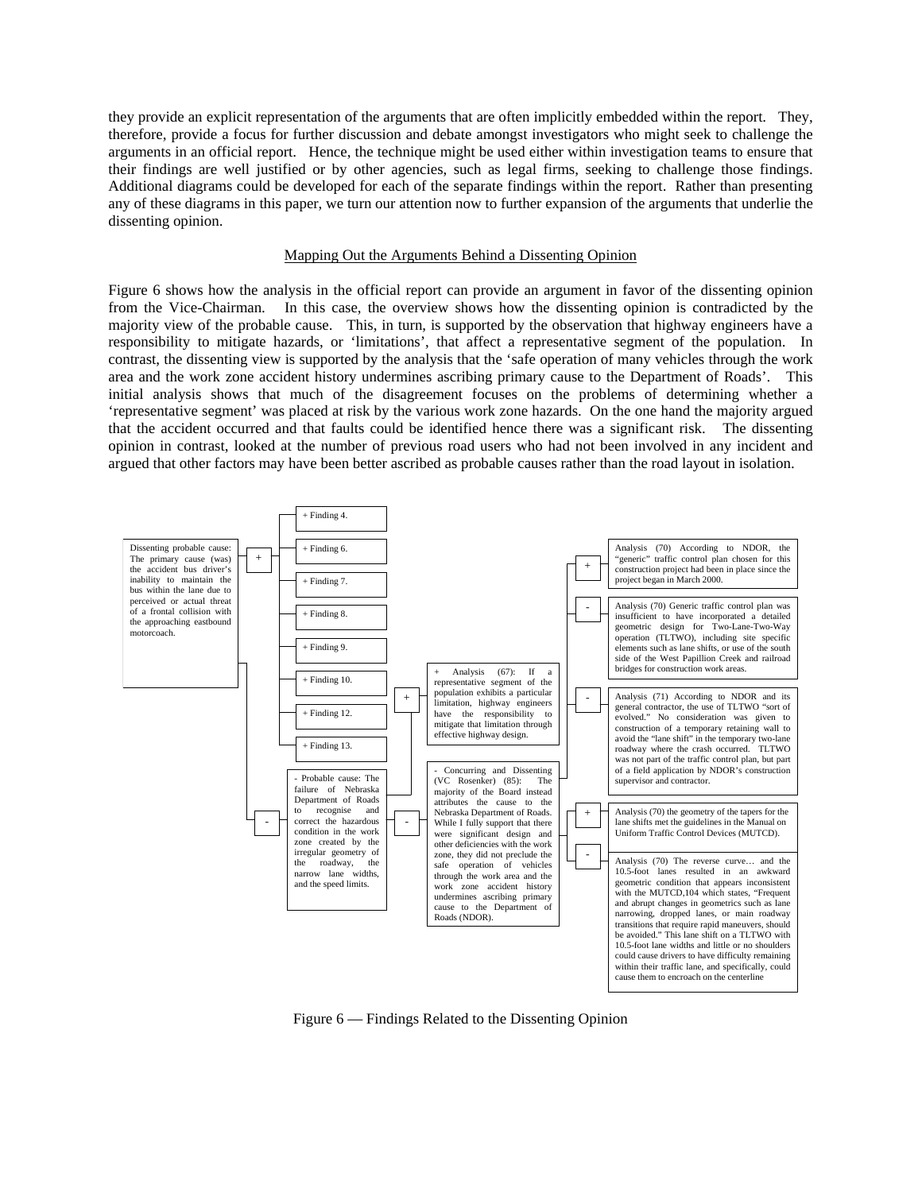they provide an explicit representation of the arguments that are often implicitly embedded within the report. They, therefore, provide a focus for further discussion and debate amongst investigators who might seek to challenge the arguments in an official report. Hence, the technique might be used either within investigation teams to ensure that their findings are well justified or by other agencies, such as legal firms, seeking to challenge those findings. Additional diagrams could be developed for each of the separate findings within the report. Rather than presenting any of these diagrams in this paper, we turn our attention now to further expansion of the arguments that underlie the dissenting opinion.

## Mapping Out the Arguments Behind a Dissenting Opinion

Figure 6 shows how the analysis in the official report can provide an argument in favor of the dissenting opinion from the Vice-Chairman. In this case, the overview shows how the dissenting opinion is contradicted by the majority view of the probable cause. This, in turn, is supported by the observation that highway engineers have a responsibility to mitigate hazards, or 'limitations', that affect a representative segment of the population. In contrast, the dissenting view is supported by the analysis that the 'safe operation of many vehicles through the work area and the work zone accident history undermines ascribing primary cause to the Department of Roads'. This initial analysis shows that much of the disagreement focuses on the problems of determining whether a 'representative segment' was placed at risk by the various work zone hazards. On the one hand the majority argued that the accident occurred and that faults could be identified hence there was a significant risk. The dissenting opinion in contrast, looked at the number of previous road users who had not been involved in any incident and argued that other factors may have been better ascribed as probable causes rather than the road layout in isolation.

Dissenting probable cause: The primary cause (was) the accident bus driver's inability to maintain the bus within the lane due to perceived or actual threat of a frontal collision with the approaching eastbound motorcoach.

- + Finding 4.
- + Finding 6.
- + Finding 7.
- + Finding 8.
- + Finding 9.
- + Finding 10.
- + Finding 12.
- + Finding 13.
- - Probable cause: The failure of Nebraska Department of Roads to recognise and correct the hazardous condition in the work zone created by the irregular geometry of the roadway, the narrow lane widths, and the speed limits.
  - + Analysis (67): If a representative segment of the population exhibits a particular limitation, highway engineers have the responsibility to mitigate that limitation through effective highway design.
  - - Concurring and Dissenting (VC Rosenker) (85): The majority of the Board instead attributes the cause to the Nebraska Department of Roads. While I fully support that there were significant design and other deficiencies with the work zone, they did not preclude the safe operation of vehicles through the work area and the work zone accident history undermines ascribing primary cause to the Department of Roads (NDOR).
    - + Analysis (70) According to NDOR, the "generic" traffic control plan chosen for this construction project had been in place since the project began in March 2000.
    - - Analysis (70) Generic traffic control plan was insufficient to have incorporated a detailed geometric design for Two-Lane-Two-Way operation (TLTWO), including site specific elements such as lane shifts, or use of the south side of the West Papillion Creek and railroad bridges for construction work areas.
    - - Analysis (71) According to NDOR and its general contractor, the use of TLTWO "sort of evolved." No consideration was given to construction of a temporary retaining wall to avoid the "lane shift" in the temporary two-lane roadway where the crash occurred. TLTWO was not part of the traffic control plan, but part of a field application by NDOR's construction supervisor and contractor.
    - + Analysis (70) the geometry of the tapers for the lane shifts met the guidelines in the Manual on Uniform Traffic Control Devices (MUTCD).
    - - Analysis (70) The reverse curve… and the 10.5-foot lanes resulted in an awkward geometric condition that appears inconsistent with the MUTCD,104 which states, "Frequent and abrupt changes in geometrics such as lane narrowing, dropped lanes, or main roadway transitions that require rapid maneuvers, should be avoided." This lane shift on a TLTWO with 10.5-foot lane widths and little or no shoulders could cause drivers to have difficulty remaining within their traffic lane, and specifically, could cause them to encroach on the centerline

Figure 6 — Findings Related to the Dissenting Opinion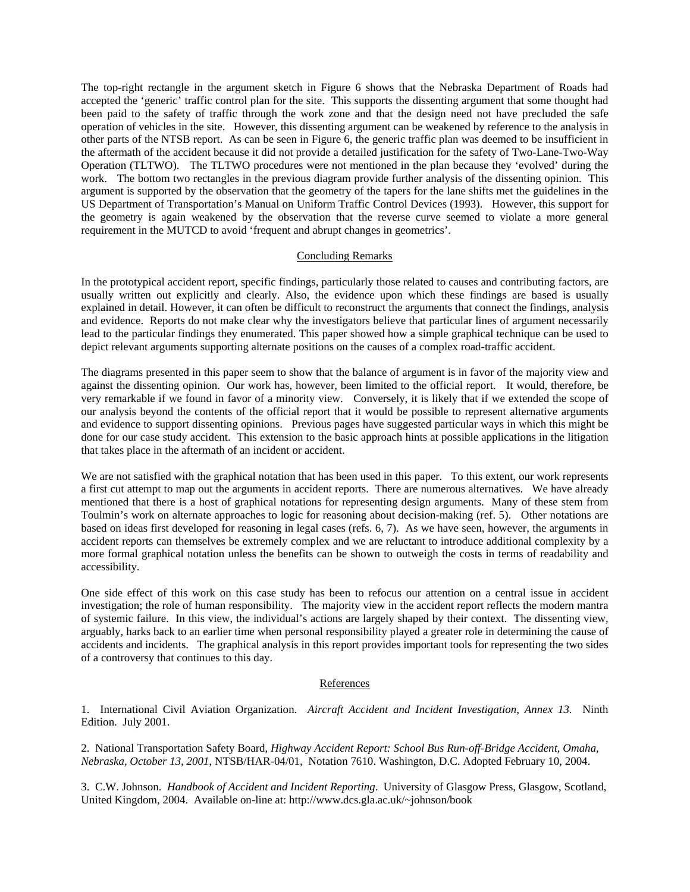The top-right rectangle in the argument sketch in Figure 6 shows that the Nebraska Department of Roads had accepted the 'generic' traffic control plan for the site. This supports the dissenting argument that some thought had been paid to the safety of traffic through the work zone and that the design need not have precluded the safe operation of vehicles in the site. However, this dissenting argument can be weakened by reference to the analysis in other parts of the NTSB report. As can be seen in Figure 6, the generic traffic plan was deemed to be insufficient in the aftermath of the accident because it did not provide a detailed justification for the safety of Two-Lane-Two-Way Operation (TLTWO). The TLTWO procedures were not mentioned in the plan because they 'evolved' during the work. The bottom two rectangles in the previous diagram provide further analysis of the dissenting opinion. This argument is supported by the observation that the geometry of the tapers for the lane shifts met the guidelines in the US Department of Transportation's Manual on Uniform Traffic Control Devices (1993). However, this support for the geometry is again weakened by the observation that the reverse curve seemed to violate a more general requirement in the MUTCD to avoid 'frequent and abrupt changes in geometrics'.

## Concluding Remarks

In the prototypical accident report, specific findings, particularly those related to causes and contributing factors, are usually written out explicitly and clearly. Also, the evidence upon which these findings are based is usually explained in detail. However, it can often be difficult to reconstruct the arguments that connect the findings, analysis and evidence. Reports do not make clear why the investigators believe that particular lines of argument necessarily lead to the particular findings they enumerated. This paper showed how a simple graphical technique can be used to depict relevant arguments supporting alternate positions on the causes of a complex road-traffic accident.

The diagrams presented in this paper seem to show that the balance of argument is in favor of the majority view and against the dissenting opinion. Our work has, however, been limited to the official report. It would, therefore, be very remarkable if we found in favor of a minority view. Conversely, it is likely that if we extended the scope of our analysis beyond the contents of the official report that it would be possible to represent alternative arguments and evidence to support dissenting opinions. Previous pages have suggested particular ways in which this might be done for our case study accident. This extension to the basic approach hints at possible applications in the litigation that takes place in the aftermath of an incident or accident.

We are not satisfied with the graphical notation that has been used in this paper. To this extent, our work represents a first cut attempt to map out the arguments in accident reports. There are numerous alternatives. We have already mentioned that there is a host of graphical notations for representing design arguments. Many of these stem from Toulmin's work on alternate approaches to logic for reasoning about decision-making (ref. 5). Other notations are based on ideas first developed for reasoning in legal cases (refs. 6, 7). As we have seen, however, the arguments in accident reports can themselves be extremely complex and we are reluctant to introduce additional complexity by a more formal graphical notation unless the benefits can be shown to outweigh the costs in terms of readability and accessibility.

One side effect of this work on this case study has been to refocus our attention on a central issue in accident investigation; the role of human responsibility. The majority view in the accident report reflects the modern mantra of systemic failure. In this view, the individual's actions are largely shaped by their context. The dissenting view, arguably, harks back to an earlier time when personal responsibility played a greater role in determining the cause of accidents and incidents. The graphical analysis in this report provides important tools for representing the two sides of a controversy that continues to this day.

## References

1. International Civil Aviation Organization. *Aircraft Accident and Incident Investigation, Annex 13*. Ninth Edition. July 2001.

2. National Transportation Safety Board, *Highway Accident Report: School Bus Run-off-Bridge Accident, Omaha, Nebraska, October 13, 2001*, NTSB/HAR-04/01, Notation 7610. Washington, D.C. Adopted February 10, 2004.

3. C.W. Johnson. *Handbook of Accident and Incident Reporting*. University of Glasgow Press, Glasgow, Scotland, United Kingdom, 2004. Available on-line at: http://www.dcs.gla.ac.uk/~johnson/book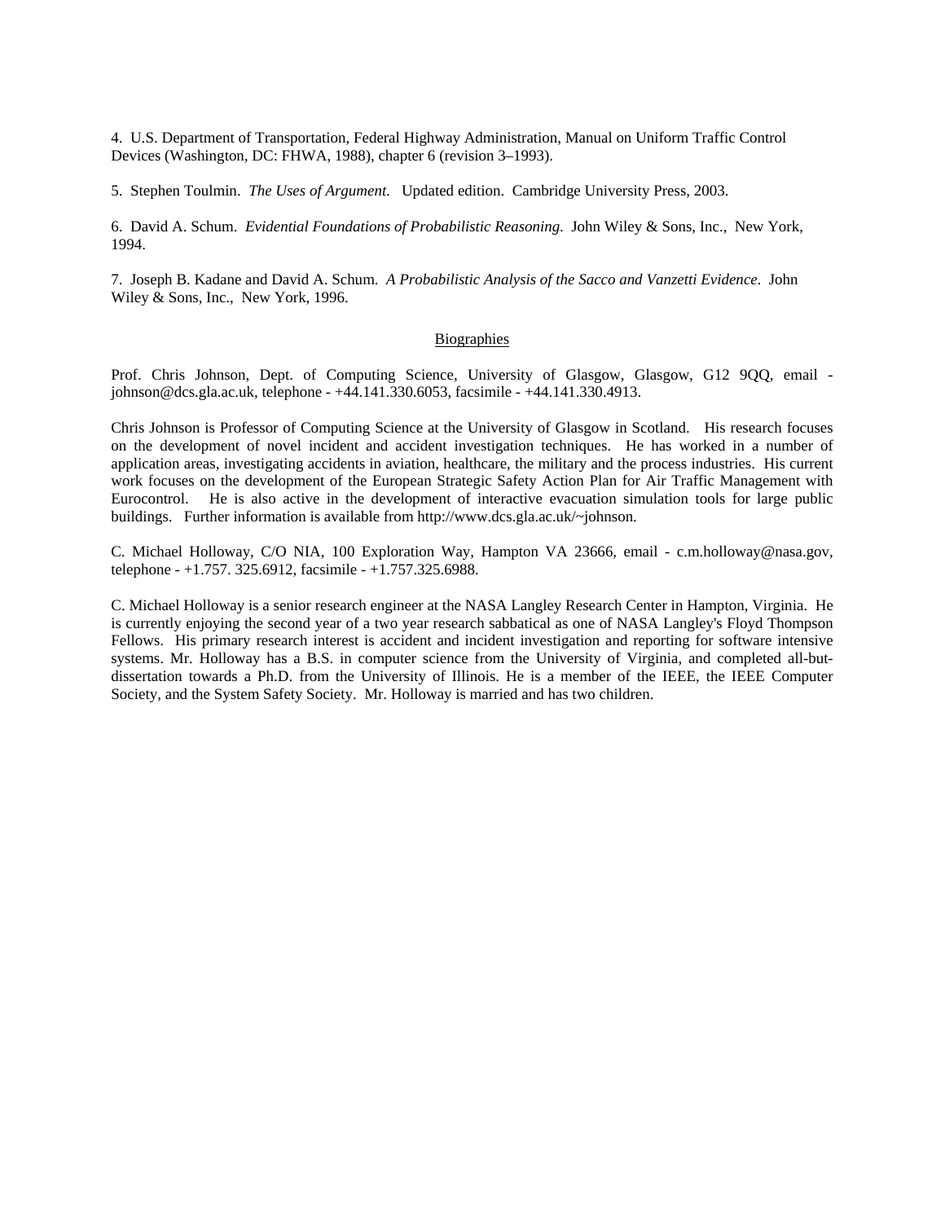4. U.S. Department of Transportation, Federal Highway Administration, Manual on Uniform Traffic Control Devices (Washington, DC: FHWA, 1988), chapter 6 (revision 3–1993).

5. Stephen Toulmin. *The Uses of Argument.* Updated edition. Cambridge University Press, 2003.

6. David A. Schum. *Evidential Foundations of Probabilistic Reasoning.* John Wiley & Sons, Inc., New York, 1994.

7. Joseph B. Kadane and David A. Schum. *A Probabilistic Analysis of the Sacco and Vanzetti Evidence*. John Wiley & Sons, Inc., New York, 1996.

## Biographies

Prof. Chris Johnson, Dept. of Computing Science, University of Glasgow, Glasgow, G12 9QQ, email - johnson@dcs.gla.ac.uk, telephone - +44.141.330.6053, facsimile - +44.141.330.4913.

Chris Johnson is Professor of Computing Science at the University of Glasgow in Scotland. His research focuses on the development of novel incident and accident investigation techniques. He has worked in a number of application areas, investigating accidents in aviation, healthcare, the military and the process industries. His current work focuses on the development of the European Strategic Safety Action Plan for Air Traffic Management with Eurocontrol. He is also active in the development of interactive evacuation simulation tools for large public buildings. Further information is available from http://www.dcs.gla.ac.uk/~johnson.

C. Michael Holloway, C/O NIA, 100 Exploration Way, Hampton VA 23666, email - c.m.holloway@nasa.gov, telephone - +1.757. 325.6912, facsimile - +1.757.325.6988.

C. Michael Holloway is a senior research engineer at the NASA Langley Research Center in Hampton, Virginia. He is currently enjoying the second year of a two year research sabbatical as one of NASA Langley's Floyd Thompson Fellows. His primary research interest is accident and incident investigation and reporting for software intensive systems. Mr. Holloway has a B.S. in computer science from the University of Virginia, and completed all-but-dissertation towards a Ph.D. from the University of Illinois. He is a member of the IEEE, the IEEE Computer Society, and the System Safety Society. Mr. Holloway is married and has two children.